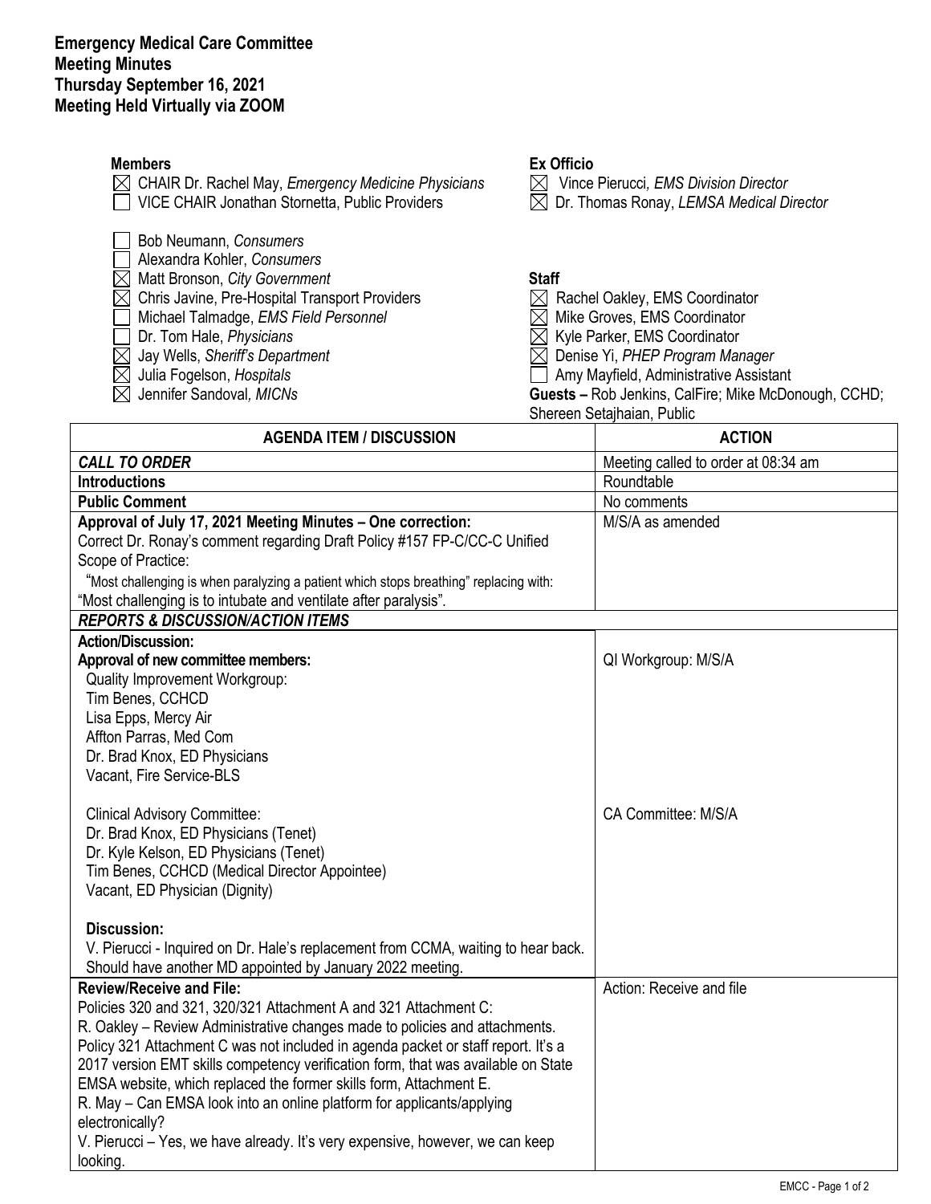**Emergency Medical Care Committee**
**Meeting Minutes**
**Thursday September 16, 2021**
**Meeting Held Virtually via ZOOM**

**Members**
- ☒ CHAIR Dr. Rachel May, *Emergency Medicine Physicians*
- ☐ VICE CHAIR Jonathan Stornetta, Public Providers
- ☐ Bob Neumann, *Consumers*
- ☐ Alexandra Kohler, *Consumers*
- ☒ Matt Bronson, *City Government*
- ☒ Chris Javine, Pre-Hospital Transport Providers
- ☐ Michael Talmadge, *EMS Field Personnel*
- ☐ Dr. Tom Hale, *Physicians*
- ☒ Jay Wells, *Sheriff's Department*
- ☒ Julia Fogelson, *Hospitals*
- ☒ Jennifer Sandoval*, MICNs*

**Ex Officio**
- ☒ Vince Pierucci, *EMS Division Director*
- ☒ Dr. Thomas Ronay, *LEMSA Medical Director*

**Staff**
- ☒ Rachel Oakley, EMS Coordinator
- ☒ Mike Groves, EMS Coordinator
- ☒ Kyle Parker, EMS Coordinator
- ☒ Denise Yi, *PHEP Program Manager*
- ☐ Amy Mayfield, Administrative Assistant

**Guests –** Rob Jenkins, CalFire; Mike McDonough, CCHD; Shereen Setajhaian, Public

| AGENDA ITEM / DISCUSSION | ACTION |
|---|---|
| ***CALL TO ORDER*** | Meeting called to order at 08:34 am |
| **Introductions** | Roundtable |
| **Public Comment** | No comments |
| **Approval of July 17, 2021 Meeting Minutes – One correction:**<br>Correct Dr. Ronay's comment regarding Draft Policy #157 FP-C/CC-C Unified Scope of Practice:<br>"Most challenging is when paralyzing a patient which stops breathing" replacing with:<br>"Most challenging is to intubate and ventilate after paralysis". | M/S/A as amended |
| ***REPORTS & DISCUSSION/ACTION ITEMS*** | |
| **Action/Discussion:**<br>**Approval of new committee members:**<br>Quality Improvement Workgroup:<br>Tim Benes, CCHCD<br>Lisa Epps, Mercy Air<br>Affton Parras, Med Com<br>Dr. Brad Knox, ED Physicians<br>Vacant, Fire Service-BLS<br><br>Clinical Advisory Committee:<br>Dr. Brad Knox, ED Physicians (Tenet)<br>Dr. Kyle Kelson, ED Physicians (Tenet)<br>Tim Benes, CCHCD (Medical Director Appointee)<br>Vacant, ED Physician (Dignity)<br><br>**Discussion:**<br>V. Pierucci - Inquired on Dr. Hale's replacement from CCMA, waiting to hear back. Should have another MD appointed by January 2022 meeting. | QI Workgroup: M/S/A<br><br>CA Committee: M/S/A |
| **Review/Receive and File:**<br>Policies 320 and 321, 320/321 Attachment A and 321 Attachment C:<br>R. Oakley – Review Administrative changes made to policies and attachments. Policy 321 Attachment C was not included in agenda packet or staff report. It's a 2017 version EMT skills competency verification form, that was available on State EMSA website, which replaced the former skills form, Attachment E.<br>R. May – Can EMSA look into an online platform for applicants/applying electronically?<br>V. Pierucci – Yes, we have already. It's very expensive, however, we can keep looking. | Action: Receive and file |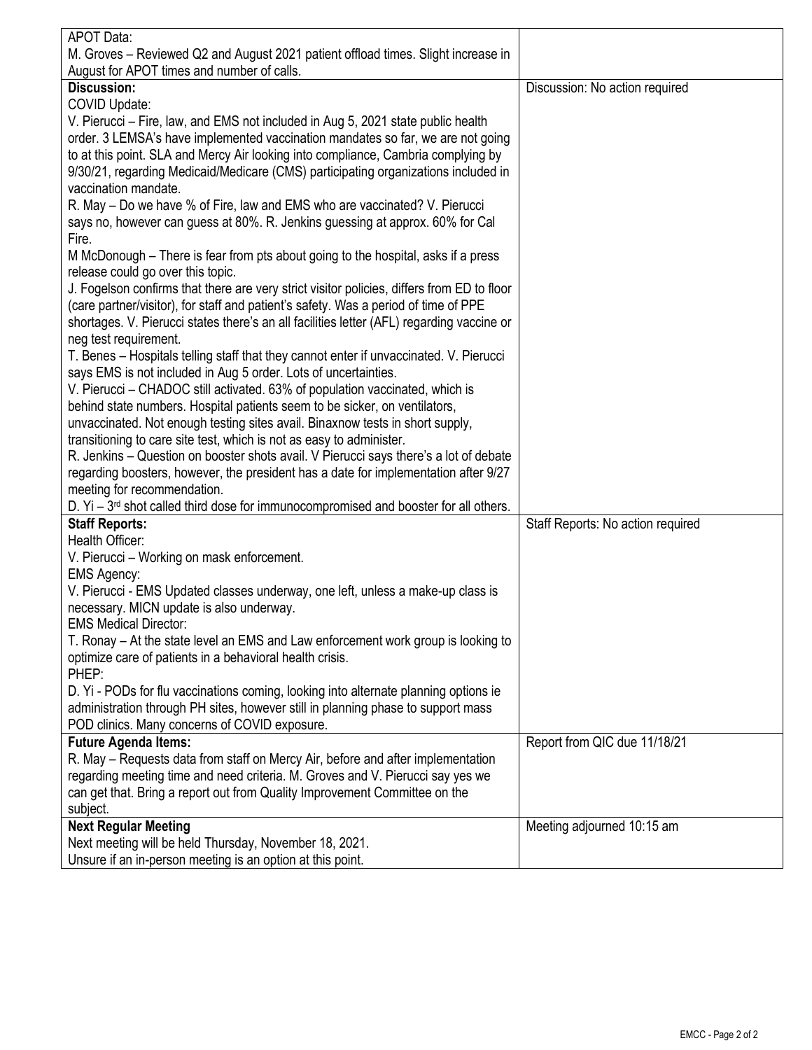| | |
|---|---|
| APOT Data:<br>M. Groves – Reviewed Q2 and August 2021 patient offload times. Slight increase in August for APOT times and number of calls. | |
| **Discussion:**<br>COVID Update:<br>V. Pierucci – Fire, law, and EMS not included in Aug 5, 2021 state public health order. 3 LEMSA's have implemented vaccination mandates so far, we are not going to at this point. SLA and Mercy Air looking into compliance, Cambria complying by 9/30/21, regarding Medicaid/Medicare (CMS) participating organizations included in vaccination mandate.<br>R. May – Do we have % of Fire, law and EMS who are vaccinated? V. Pierucci says no, however can guess at 80%. R. Jenkins guessing at approx. 60% for Cal Fire.<br>M McDonough – There is fear from pts about going to the hospital, asks if a press release could go over this topic.<br>J. Fogelson confirms that there are very strict visitor policies, differs from ED to floor (care partner/visitor), for staff and patient's safety. Was a period of time of PPE shortages. V. Pierucci states there's an all facilities letter (AFL) regarding vaccine or neg test requirement.<br>T. Benes – Hospitals telling staff that they cannot enter if unvaccinated. V. Pierucci says EMS is not included in Aug 5 order. Lots of uncertainties.<br>V. Pierucci – CHADOC still activated. 63% of population vaccinated, which is behind state numbers. Hospital patients seem to be sicker, on ventilators, unvaccinated. Not enough testing sites avail. Binaxnow tests in short supply, transitioning to care site test, which is not as easy to administer.<br>R. Jenkins – Question on booster shots avail. V Pierucci says there's a lot of debate regarding boosters, however, the president has a date for implementation after 9/27 meeting for recommendation.<br>D. Yi – 3rd shot called third dose for immunocompromised and booster for all others. | Discussion: No action required |
| **Staff Reports:**<br>Health Officer:<br>V. Pierucci – Working on mask enforcement.<br>EMS Agency:<br>V. Pierucci - EMS Updated classes underway, one left, unless a make-up class is necessary. MICN update is also underway.<br>EMS Medical Director:<br>T. Ronay – At the state level an EMS and Law enforcement work group is looking to optimize care of patients in a behavioral health crisis.<br>PHEP:<br>D. Yi - PODs for flu vaccinations coming, looking into alternate planning options ie administration through PH sites, however still in planning phase to support mass POD clinics. Many concerns of COVID exposure. | Staff Reports: No action required |
| **Future Agenda Items:**<br>R. May – Requests data from staff on Mercy Air, before and after implementation regarding meeting time and need criteria. M. Groves and V. Pierucci say yes we can get that. Bring a report out from Quality Improvement Committee on the subject. | Report from QIC due 11/18/21 |
| **Next Regular Meeting**<br>Next meeting will be held Thursday, November 18, 2021.<br>Unsure if an in-person meeting is an option at this point. | Meeting adjourned 10:15 am |